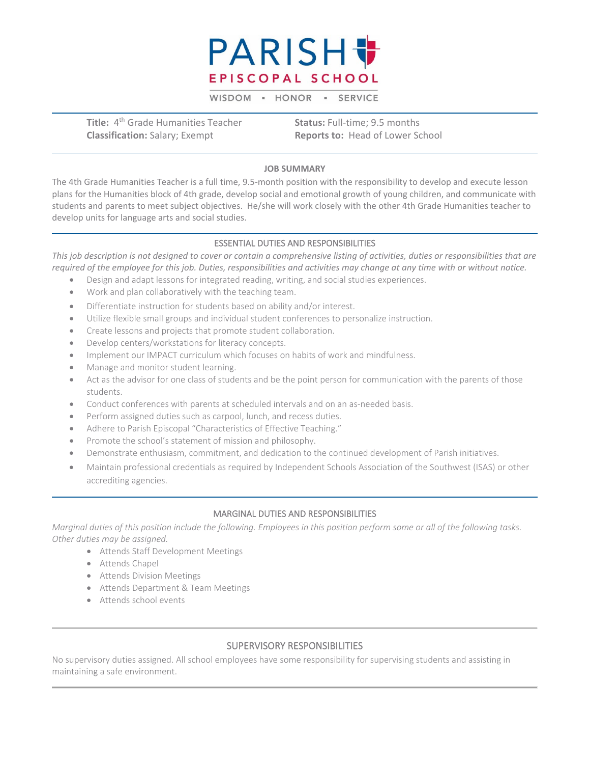# PARISH EPISCOPAL SCHOOL

WISDOM ▪ HONOR ▪ SERVICE

**Title:** 4th Grade Humanities Teacher
**Classification:** Salary; Exempt

**Status:** Full-time; 9.5 months
**Reports to:** Head of Lower School

## JOB SUMMARY

The 4th Grade Humanities Teacher is a full time, 9.5-month position with the responsibility to develop and execute lesson plans for the Humanities block of 4th grade, develop social and emotional growth of young children, and communicate with students and parents to meet subject objectives. He/she will work closely with the other 4th Grade Humanities teacher to develop units for language arts and social studies.

## ESSENTIAL DUTIES AND RESPONSIBILITIES

*This job description is not designed to cover or contain a comprehensive listing of activities, duties or responsibilities that are required of the employee for this job. Duties, responsibilities and activities may change at any time with or without notice.*

- Design and adapt lessons for integrated reading, writing, and social studies experiences.
- Work and plan collaboratively with the teaching team.
- Differentiate instruction for students based on ability and/or interest.
- Utilize flexible small groups and individual student conferences to personalize instruction.
- Create lessons and projects that promote student collaboration.
- Develop centers/workstations for literacy concepts.
- Implement our IMPACT curriculum which focuses on habits of work and mindfulness.
- Manage and monitor student learning.
- Act as the advisor for one class of students and be the point person for communication with the parents of those students.
- Conduct conferences with parents at scheduled intervals and on an as-needed basis.
- Perform assigned duties such as carpool, lunch, and recess duties.
- Adhere to Parish Episcopal "Characteristics of Effective Teaching."
- Promote the school's statement of mission and philosophy.
- Demonstrate enthusiasm, commitment, and dedication to the continued development of Parish initiatives.
- Maintain professional credentials as required by Independent Schools Association of the Southwest (ISAS) or other accrediting agencies.

## MARGINAL DUTIES AND RESPONSIBILITIES

*Marginal duties of this position include the following. Employees in this position perform some or all of the following tasks. Other duties may be assigned.*

- Attends Staff Development Meetings
- Attends Chapel
- Attends Division Meetings
- Attends Department & Team Meetings
- Attends school events

## SUPERVISORY RESPONSIBILITIES

No supervisory duties assigned. All school employees have some responsibility for supervising students and assisting in maintaining a safe environment.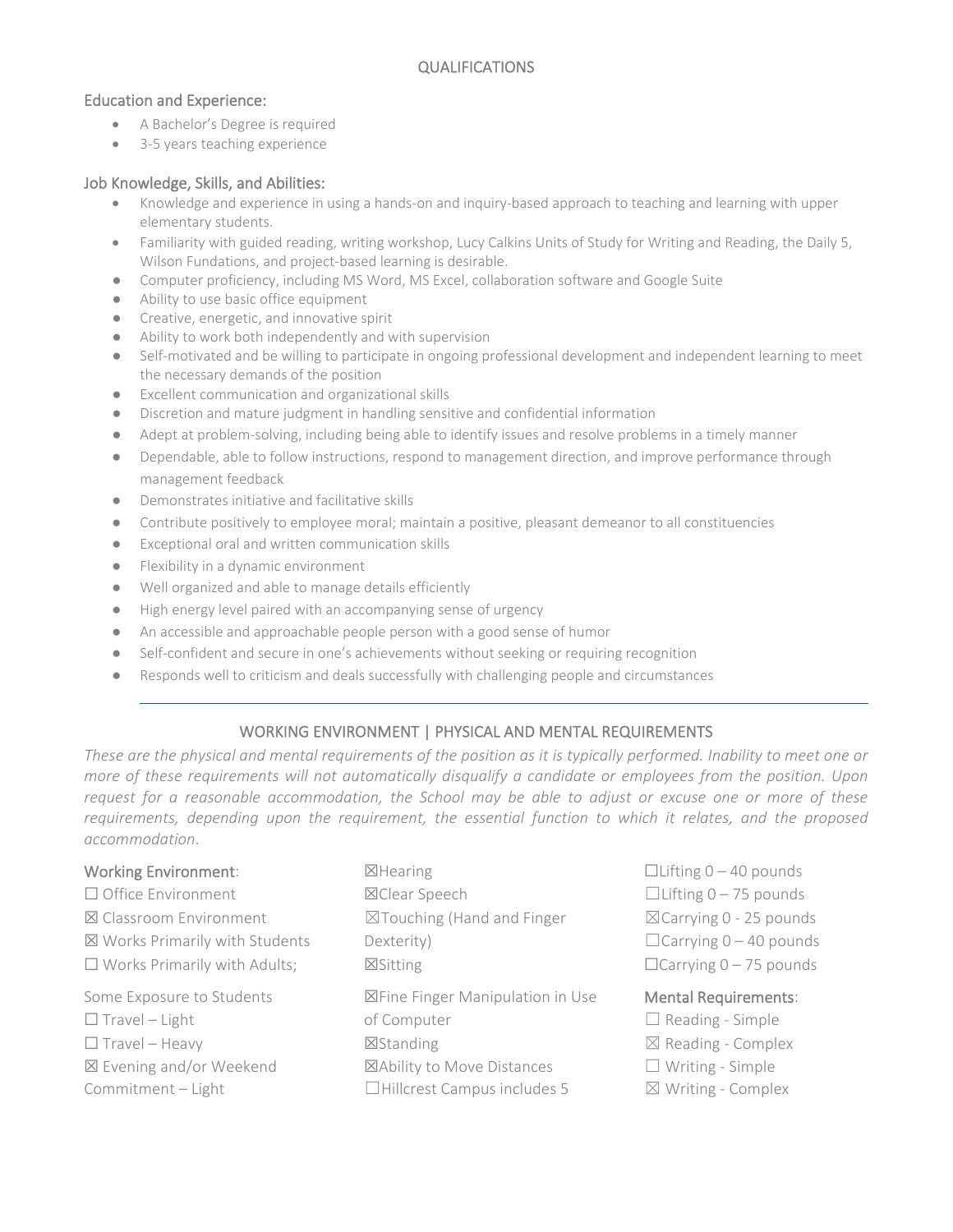## QUALIFICATIONS

### Education and Experience:

- A Bachelor's Degree is required
- 3-5 years teaching experience

### Job Knowledge, Skills, and Abilities:

- Knowledge and experience in using a hands-on and inquiry-based approach to teaching and learning with upper elementary students.
- Familiarity with guided reading, writing workshop, Lucy Calkins Units of Study for Writing and Reading, the Daily 5, Wilson Fundations, and project-based learning is desirable.
- Computer proficiency, including MS Word, MS Excel, collaboration software and Google Suite
- Ability to use basic office equipment
- Creative, energetic, and innovative spirit
- Ability to work both independently and with supervision
- Self-motivated and be willing to participate in ongoing professional development and independent learning to meet the necessary demands of the position
- Excellent communication and organizational skills
- Discretion and mature judgment in handling sensitive and confidential information
- Adept at problem-solving, including being able to identify issues and resolve problems in a timely manner
- Dependable, able to follow instructions, respond to management direction, and improve performance through management feedback
- Demonstrates initiative and facilitative skills
- Contribute positively to employee moral; maintain a positive, pleasant demeanor to all constituencies
- Exceptional oral and written communication skills
- Flexibility in a dynamic environment
- Well organized and able to manage details efficiently
- High energy level paired with an accompanying sense of urgency
- An accessible and approachable people person with a good sense of humor
- Self-confident and secure in one's achievements without seeking or requiring recognition
- Responds well to criticism and deals successfully with challenging people and circumstances

---

## WORKING ENVIRONMENT | PHYSICAL AND MENTAL REQUIREMENTS

*These are the physical and mental requirements of the position as it is typically performed. Inability to meet one or more of these requirements will not automatically disqualify a candidate or employees from the position. Upon request for a reasonable accommodation, the School may be able to adjust or excuse one or more of these requirements, depending upon the requirement, the essential function to which it relates, and the proposed accommodation.*

### Working Environment:

☐ Office Environment
☒ Classroom Environment
☒ Works Primarily with Students
☐ Works Primarily with Adults; Some Exposure to Students
☐ Travel – Light
☐ Travel – Heavy
☒ Evening and/or Weekend Commitment – Light

☒Hearing
☒Clear Speech
☒Touching (Hand and Finger Dexterity)
☒Sitting
☒Fine Finger Manipulation in Use of Computer
☒Standing
☒Ability to Move Distances
☐Hillcrest Campus includes 5

☐Lifting 0 – 40 pounds
☐Lifting 0 – 75 pounds
☒Carrying 0 - 25 pounds
☐Carrying 0 – 40 pounds
☐Carrying 0 – 75 pounds

### Mental Requirements:

☐ Reading - Simple
☒ Reading - Complex
☐ Writing - Simple
☒ Writing - Complex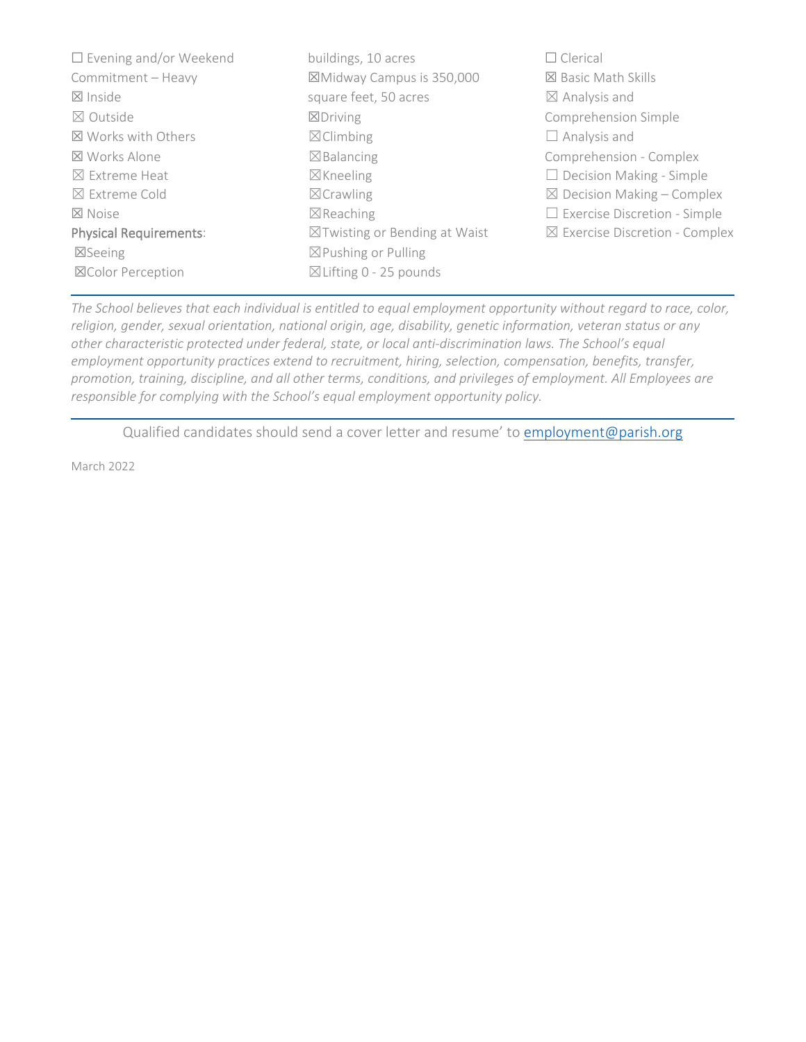☐ Evening and/or Weekend Commitment – Heavy
☒ Inside
☒ Outside
☒ Works with Others
☒ Works Alone
☒ Extreme Heat
☒ Extreme Cold
☒ Noise

Physical Requirements:

☒Seeing
☒Color Perception

buildings, 10 acres
☒Midway Campus is 350,000 square feet, 50 acres
☒Driving
☒Climbing
☒Balancing
☒Kneeling
☒Crawling
☒Reaching
☒Twisting or Bending at Waist
☒Pushing or Pulling
☒Lifting 0 - 25 pounds

☐ Clerical
☒ Basic Math Skills
☒ Analysis and Comprehension Simple
☐ Analysis and Comprehension - Complex
☐ Decision Making - Simple
☒ Decision Making – Complex
☐ Exercise Discretion - Simple
☒ Exercise Discretion - Complex

---

*The School believes that each individual is entitled to equal employment opportunity without regard to race, color, religion, gender, sexual orientation, national origin, age, disability, genetic information, veteran status or any other characteristic protected under federal, state, or local anti-discrimination laws. The School's equal employment opportunity practices extend to recruitment, hiring, selection, compensation, benefits, transfer, promotion, training, discipline, and all other terms, conditions, and privileges of employment. All Employees are responsible for complying with the School's equal employment opportunity policy.*

---

Qualified candidates should send a cover letter and resume' to employment@parish.org

March 2022